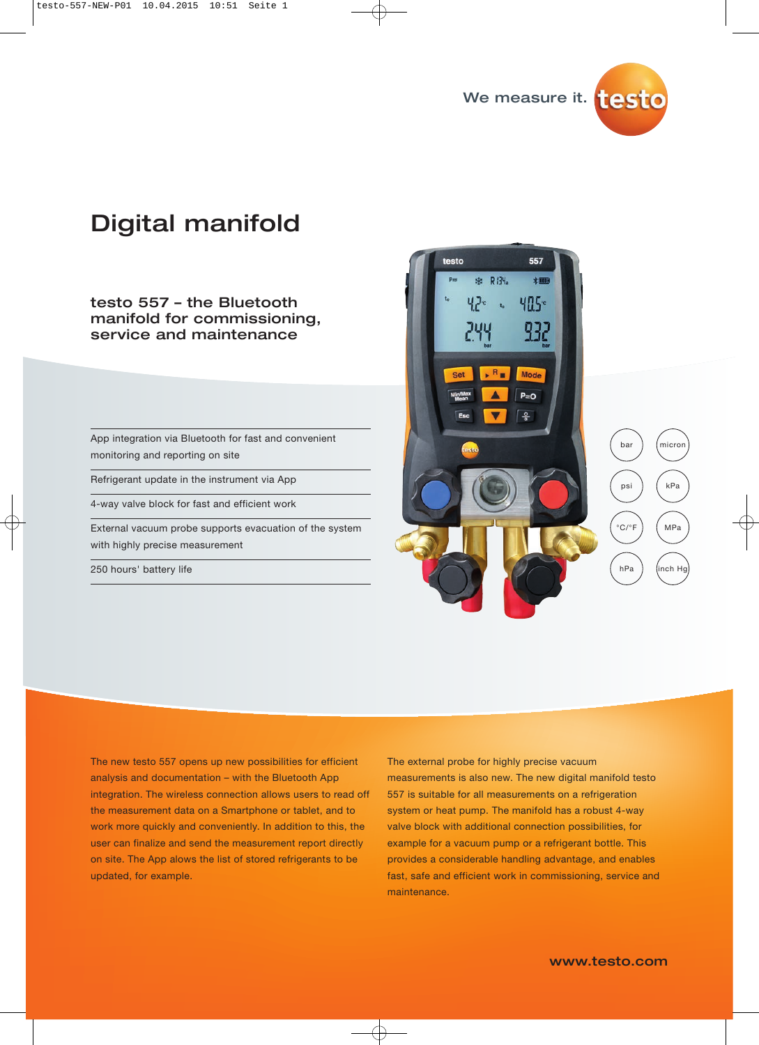We measure it. testo

# Digital manifold

## testo 557 – the Bluetooth manifold for commissioning, service and maintenance

- App integration via Bluetooth for fast and convenient monitoring and reporting on site
- Refrigerant update in the instrument via App
- 4-way valve block for fast and efficient work
- External vacuum probe supports evacuation of the system with highly precise measurement
- 250 hours' battery life

bar | micron | psi | kPa | °C/°F | MPa | hPa | inch Hg

The new testo 557 opens up new possibilities for efficient analysis and documentation – with the Bluetooth App integration. The wireless connection allows users to read off the measurement data on a Smartphone or tablet, and to work more quickly and conveniently. In addition to this, the user can finalize and send the measurement report directly on site. The App allows the list of stored refrigerants to be updated, for example.

The external probe for highly precise vacuum measurements is also new. The new digital manifold testo 557 is suitable for all measurements on a refrigeration system or heat pump. The manifold has a robust 4-way valve block with additional connection possibilities, for example for a vacuum pump or a refrigerant bottle. This provides a considerable handling advantage, and enables fast, safe and efficient work in commissioning, service and maintenance.

www.testo.com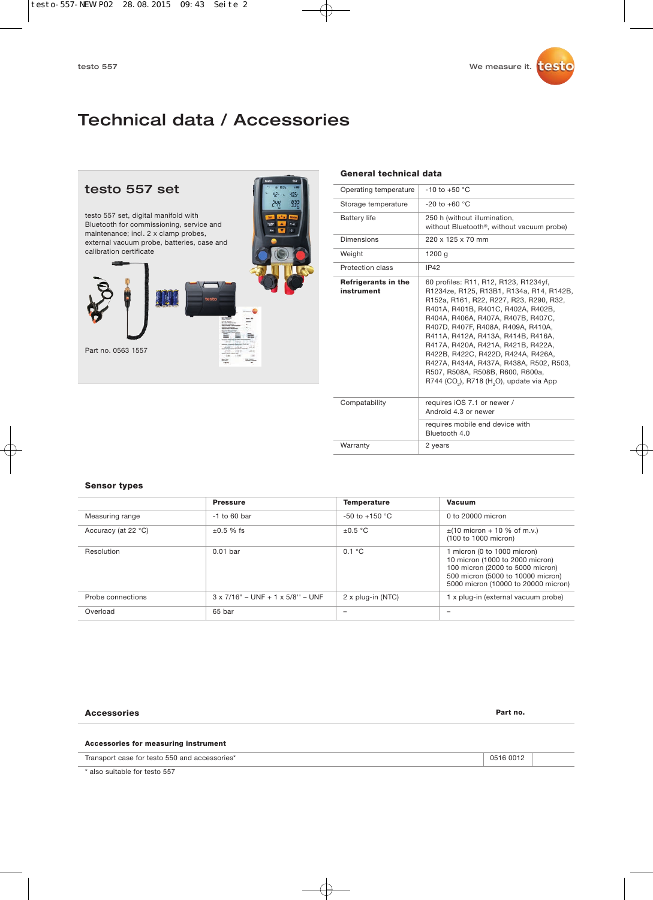# Technical data / Accessories

## testo 557 set

testo 557 set, digital manifold with Bluetooth for commissioning, service and maintenance; incl. 2 x clamp probes, external vacuum probe, batteries, case and calibration certificate

Part no. 0563 1557

### General technical data

| | |
|---|---|
| Operating temperature | -10 to +50 °C |
| Storage temperature | -20 to +60 °C |
| Battery life | 250 h (without illumination, without Bluetooth®, without vacuum probe) |
| Dimensions | 220 x 125 x 70 mm |
| Weight | 1200 g |
| Protection class | IP42 |
| **Refrigerants in the instrument** | 60 profiles: R11, R12, R123, R1234yf, R1234ze, R125, R13B1, R134a, R14, R142B, R152a, R161, R22, R227, R23, R290, R32, R401A, R401B, R401C, R402A, R402B, R404A, R406A, R407A, R407B, R407C, R407D, R407F, R408A, R409A, R410A, R411A, R412A, R413A, R414B, R416A, R417A, R420A, R421A, R421B, R422A, R422B, R422C, R422D, R424A, R426A, R427A, R434A, R437A, R438A, R502, R503, R507, R508A, R508B, R600, R600a, R744 ($CO_2$), R718 ($H_2O$), update via App |
| Compatability | requires iOS 7.1 or newer / Android 4.3 or newer |
| | requires mobile end device with Bluetooth 4.0 |
| Warranty | 2 years |

### Sensor types

| | **Pressure** | **Temperature** | **Vacuum** |
|---|---|---|---|
| Measuring range | -1 to 60 bar | -50 to +150 °C | 0 to 20000 micron |
| Accuracy (at 22 °C) | ±0.5 % fs | ±0.5 °C | ±(10 micron + 10 % of m.v.) (100 to 1000 micron) |
| Resolution | 0.01 bar | 0.1 °C | 1 micron (0 to 1000 micron)<br>10 micron (1000 to 2000 micron)<br>100 micron (2000 to 5000 micron)<br>500 micron (5000 to 10000 micron)<br>5000 micron (10000 to 20000 micron) |
| Probe connections | 3 x 7/16" – UNF + 1 x 5/8'' – UNF | 2 x plug-in (NTC) | 1 x plug-in (external vacuum probe) |
| Overload | 65 bar | – | – |

### Accessories

| **Accessories for measuring instrument** | **Part no.** |
|---|---|
| Transport case for testo 550 and accessories* | 0516 0012 |

\* also suitable for testo 557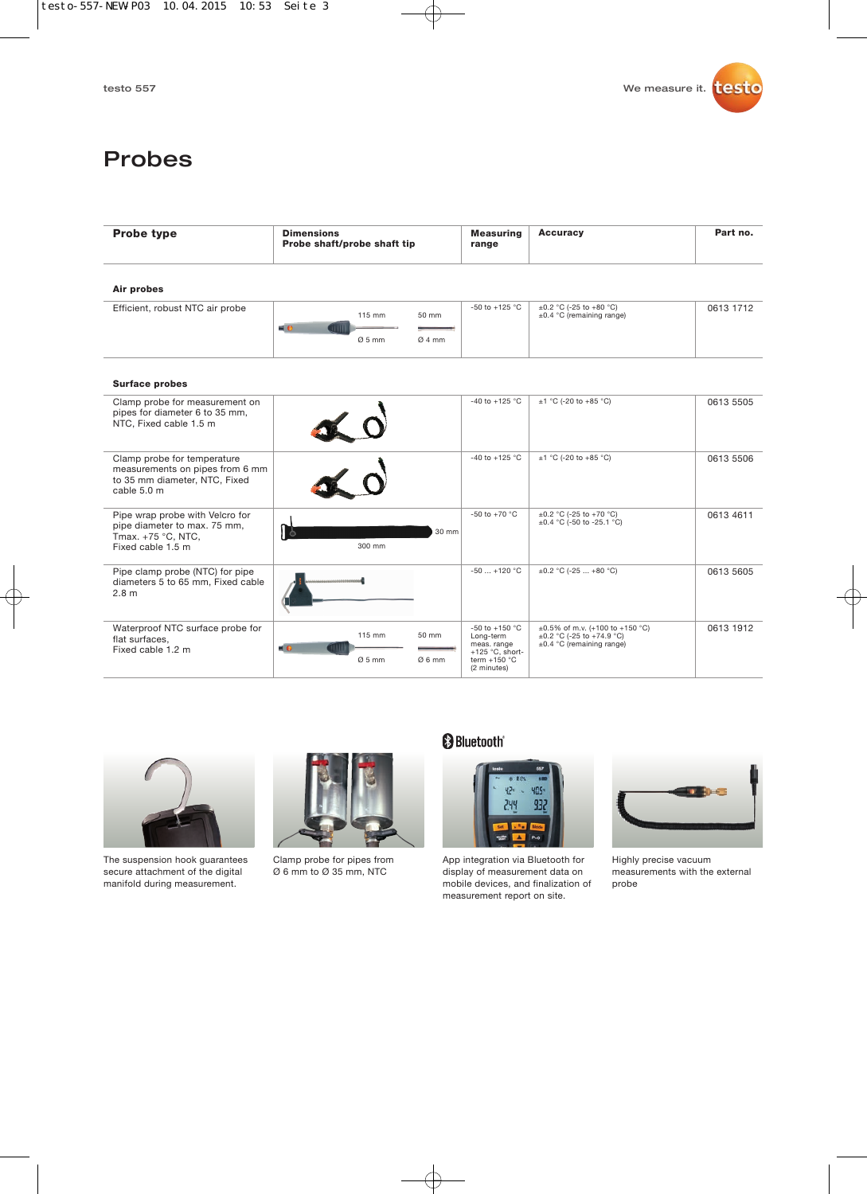# Probes

| Probe type | Dimensions<br>Probe shaft/probe shaft tip | Measuring range | Accuracy | Part no. |
|---|---|---|---|---|
| **Air probes** | | | | |
| Efficient, robust NTC air probe | 115 mm, Ø 5 mm / 50 mm, Ø 4 mm | -50 to +125 °C | ±0.2 °C (-25 to +80 °C)<br>±0.4 °C (remaining range) | 0613 1712 |
| **Surface probes** | | | | |
| Clamp probe for measurement on pipes for diameter 6 to 35 mm, NTC, Fixed cable 1.5 m | | -40 to +125 °C | ±1 °C (-20 to +85 °C) | 0613 5505 |
| Clamp probe for temperature measurements on pipes from 6 mm to 35 mm diameter, NTC, Fixed cable 5.0 m | | -40 to +125 °C | ±1 °C (-20 to +85 °C) | 0613 5506 |
| Pipe wrap probe with Velcro for pipe diameter to max. 75 mm, Tmax. +75 °C, NTC, Fixed cable 1.5 m | 300 mm / 30 mm | -50 to +70 °C | ±0.2 °C (-25 to +70 °C)<br>±0.4 °C (-50 to -25.1 °C) | 0613 4611 |
| Pipe clamp probe (NTC) for pipe diameters 5 to 65 mm, Fixed cable 2.8 m | | -50 ... +120 °C | ±0.2 °C (-25 ... +80 °C) | 0613 5605 |
| Waterproof NTC surface probe for flat surfaces, Fixed cable 1.2 m | 115 mm, Ø 5 mm / 50 mm, Ø 6 mm | -50 to +150 °C<br>Long-term meas. range +125 °C, short-term +150 °C (2 minutes) | ±0.5% of m.v. (+100 to +150 °C)<br>±0.2 °C (-25 to +74.9 °C)<br>±0.4 °C (remaining range) | 0613 1912 |

The suspension hook guarantees secure attachment of the digital manifold during measurement.

Clamp probe for pipes from Ø 6 mm to Ø 35 mm, NTC

Bluetooth®

App integration via Bluetooth for display of measurement data on mobile devices, and finalization of measurement report on site.

Highly precise vacuum measurements with the external probe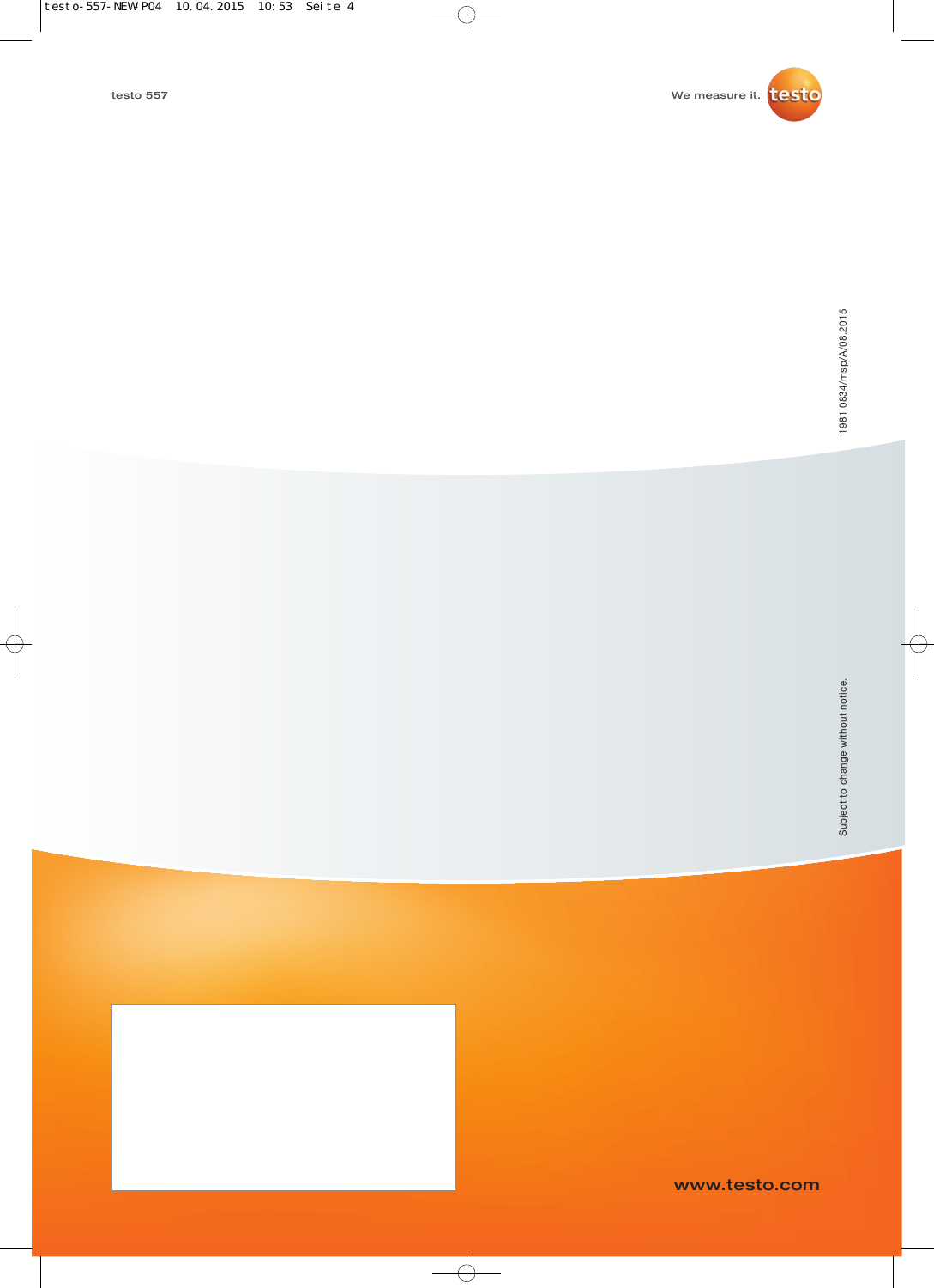testo 557

We measure it. testo

1981 0834/msp/A/08.2015

Subject to change without notice.

www.testo.com